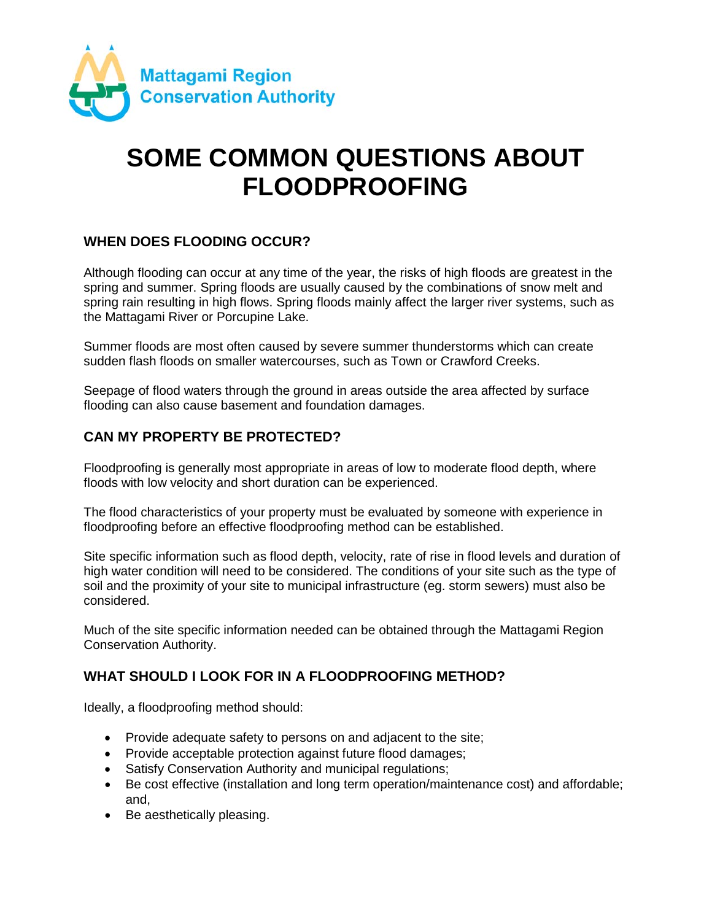Mattagami Region Conservation Authority

# SOME COMMON QUESTIONS ABOUT FLOODPROOFING

## WHEN DOES FLOODING OCCUR?

Although flooding can occur at any time of the year, the risks of high floods are greatest in the spring and summer. Spring floods are usually caused by the combinations of snow melt and spring rain resulting in high flows. Spring floods mainly affect the larger river systems, such as the Mattagami River or Porcupine Lake.

Summer floods are most often caused by severe summer thunderstorms which can create sudden flash floods on smaller watercourses, such as Town or Crawford Creeks.

Seepage of flood waters through the ground in areas outside the area affected by surface flooding can also cause basement and foundation damages.

## CAN MY PROPERTY BE PROTECTED?

Floodproofing is generally most appropriate in areas of low to moderate flood depth, where floods with low velocity and short duration can be experienced.

The flood characteristics of your property must be evaluated by someone with experience in floodproofing before an effective floodproofing method can be established.

Site specific information such as flood depth, velocity, rate of rise in flood levels and duration of high water condition will need to be considered. The conditions of your site such as the type of soil and the proximity of your site to municipal infrastructure (eg. storm sewers) must also be considered.

Much of the site specific information needed can be obtained through the Mattagami Region Conservation Authority.

## WHAT SHOULD I LOOK FOR IN A FLOODPROOFING METHOD?

Ideally, a floodproofing method should:

- Provide adequate safety to persons on and adjacent to the site;
- Provide acceptable protection against future flood damages;
- Satisfy Conservation Authority and municipal regulations;
- Be cost effective (installation and long term operation/maintenance cost) and affordable; and,
- Be aesthetically pleasing.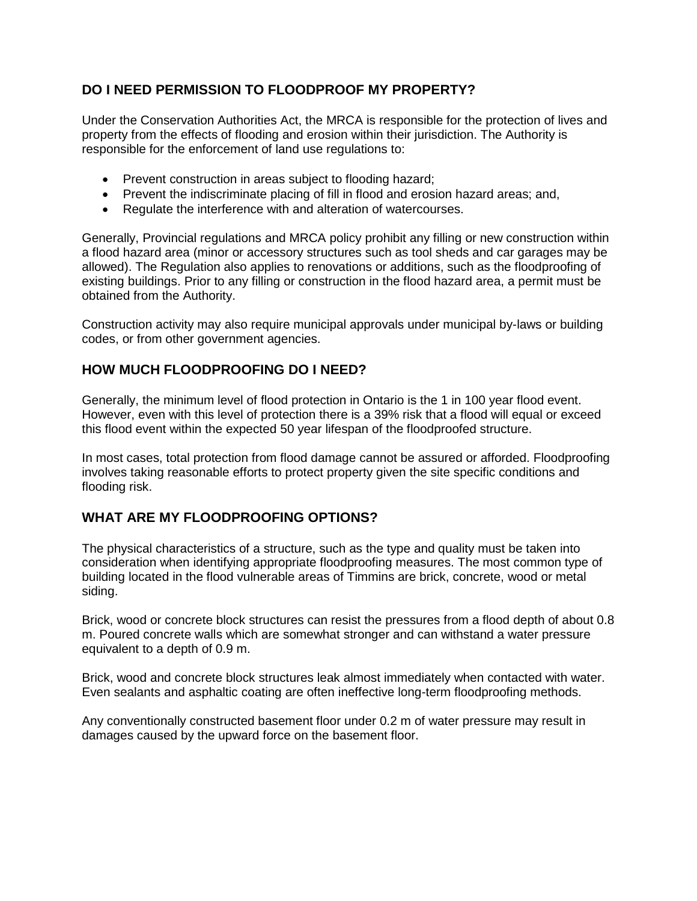## DO I NEED PERMISSION TO FLOODPROOF MY PROPERTY?

Under the Conservation Authorities Act, the MRCA is responsible for the protection of lives and property from the effects of flooding and erosion within their jurisdiction. The Authority is responsible for the enforcement of land use regulations to:

- Prevent construction in areas subject to flooding hazard;
- Prevent the indiscriminate placing of fill in flood and erosion hazard areas; and,
- Regulate the interference with and alteration of watercourses.

Generally, Provincial regulations and MRCA policy prohibit any filling or new construction within a flood hazard area (minor or accessory structures such as tool sheds and car garages may be allowed). The Regulation also applies to renovations or additions, such as the floodproofing of existing buildings. Prior to any filling or construction in the flood hazard area, a permit must be obtained from the Authority.

Construction activity may also require municipal approvals under municipal by-laws or building codes, or from other government agencies.

## HOW MUCH FLOODPROOFING DO I NEED?

Generally, the minimum level of flood protection in Ontario is the 1 in 100 year flood event. However, even with this level of protection there is a 39% risk that a flood will equal or exceed this flood event within the expected 50 year lifespan of the floodproofed structure.

In most cases, total protection from flood damage cannot be assured or afforded. Floodproofing involves taking reasonable efforts to protect property given the site specific conditions and flooding risk.

## WHAT ARE MY FLOODPROOFING OPTIONS?

The physical characteristics of a structure, such as the type and quality must be taken into consideration when identifying appropriate floodproofing measures. The most common type of building located in the flood vulnerable areas of Timmins are brick, concrete, wood or metal siding.

Brick, wood or concrete block structures can resist the pressures from a flood depth of about 0.8 m. Poured concrete walls which are somewhat stronger and can withstand a water pressure equivalent to a depth of 0.9 m.

Brick, wood and concrete block structures leak almost immediately when contacted with water. Even sealants and asphaltic coating are often ineffective long-term floodproofing methods.

Any conventionally constructed basement floor under 0.2 m of water pressure may result in damages caused by the upward force on the basement floor.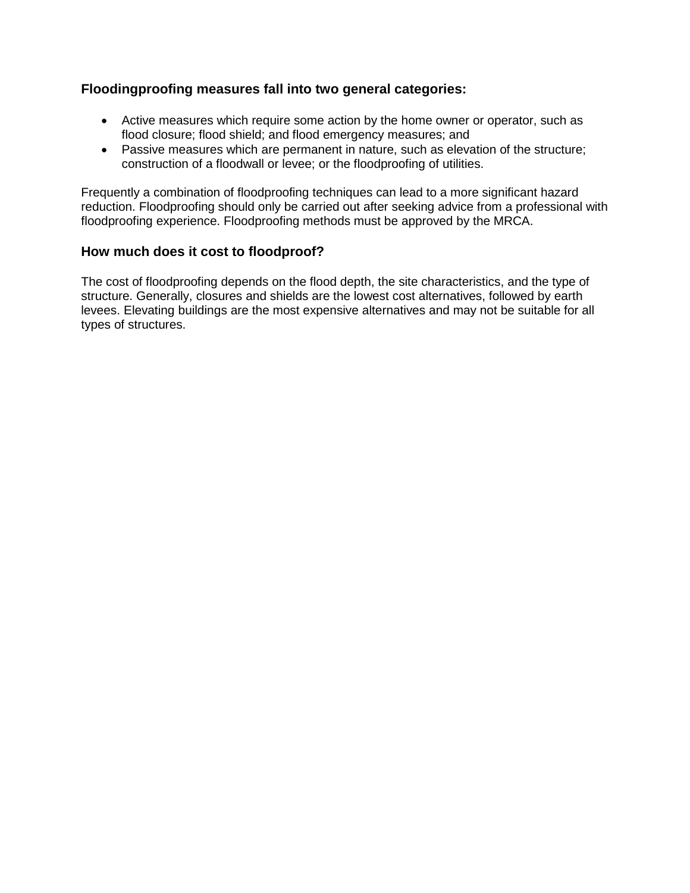### Floodingproofing measures fall into two general categories:

- Active measures which require some action by the home owner or operator, such as flood closure; flood shield; and flood emergency measures; and
- Passive measures which are permanent in nature, such as elevation of the structure; construction of a floodwall or levee; or the floodproofing of utilities.

Frequently a combination of floodproofing techniques can lead to a more significant hazard reduction. Floodproofing should only be carried out after seeking advice from a professional with floodproofing experience. Floodproofing methods must be approved by the MRCA.

### How much does it cost to floodproof?

The cost of floodproofing depends on the flood depth, the site characteristics, and the type of structure. Generally, closures and shields are the lowest cost alternatives, followed by earth levees. Elevating buildings are the most expensive alternatives and may not be suitable for all types of structures.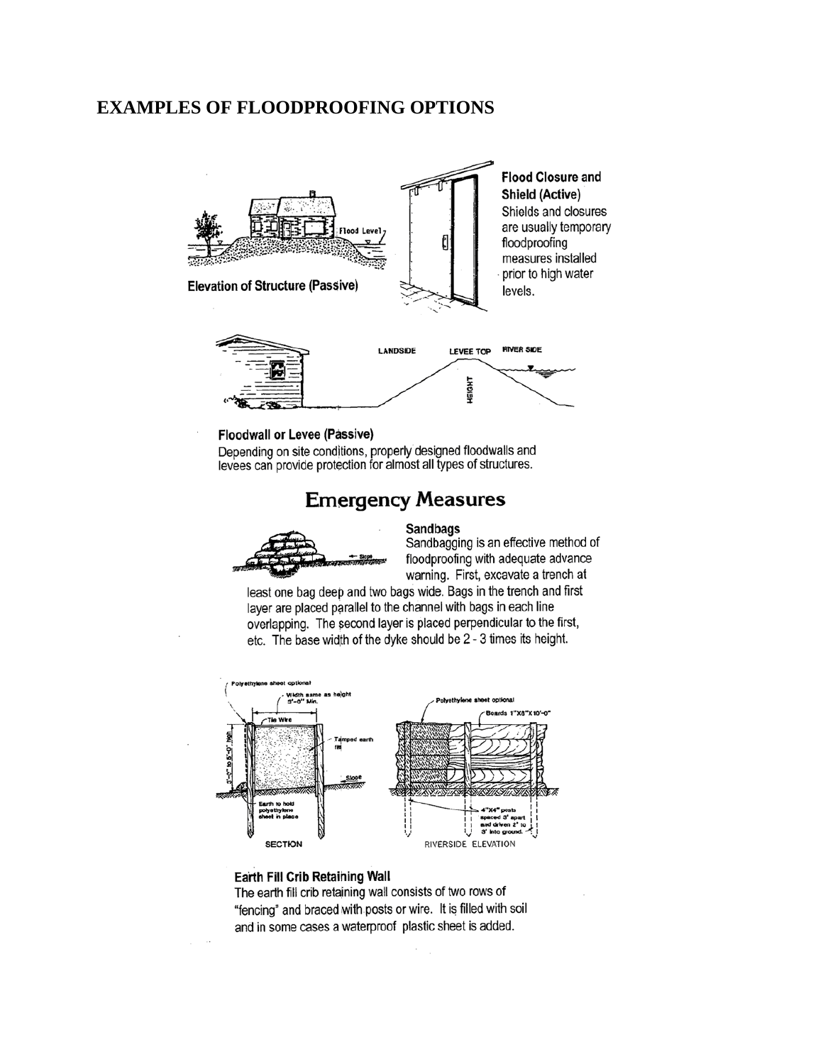# EXAMPLES OF FLOODPROOFING OPTIONS

**Elevation of Structure (Passive)**

**Flood Closure and Shield (Active)**
Shields and closures are usually temporary floodproofing measures installed prior to high water levels.

**Floodwall or Levee (Passive)**
Depending on site conditions, properly designed floodwalls and levees can provide protection for almost all types of structures.

## Emergency Measures

**Sandbags**
Sandbagging is an effective method of floodproofing with adequate advance warning. First, excavate a trench at least one bag deep and two bags wide. Bags in the trench and first layer are placed parallel to the channel with bags in each line overlapping. The second layer is placed perpendicular to the first, etc. The base width of the dyke should be 2 - 3 times its height.

**Earth Fill Crib Retaining Wall**
The earth fill crib retaining wall consists of two rows of "fencing" and braced with posts or wire. It is filled with soil and in some cases a waterproof plastic sheet is added.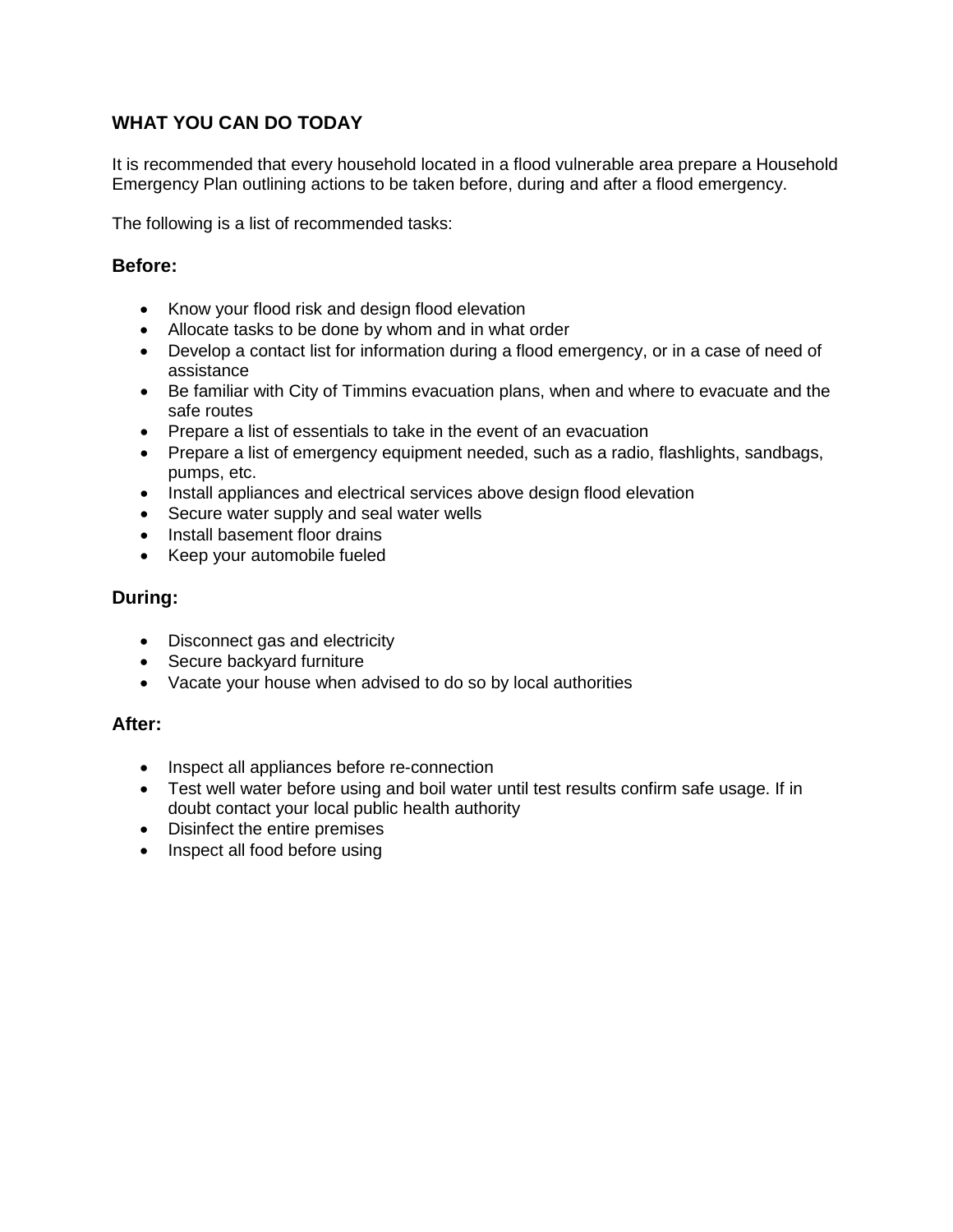## WHAT YOU CAN DO TODAY

It is recommended that every household located in a flood vulnerable area prepare a Household Emergency Plan outlining actions to be taken before, during and after a flood emergency.

The following is a list of recommended tasks:

### Before:

- Know your flood risk and design flood elevation
- Allocate tasks to be done by whom and in what order
- Develop a contact list for information during a flood emergency, or in a case of need of assistance
- Be familiar with City of Timmins evacuation plans, when and where to evacuate and the safe routes
- Prepare a list of essentials to take in the event of an evacuation
- Prepare a list of emergency equipment needed, such as a radio, flashlights, sandbags, pumps, etc.
- Install appliances and electrical services above design flood elevation
- Secure water supply and seal water wells
- Install basement floor drains
- Keep your automobile fueled

### During:

- Disconnect gas and electricity
- Secure backyard furniture
- Vacate your house when advised to do so by local authorities

### After:

- Inspect all appliances before re-connection
- Test well water before using and boil water until test results confirm safe usage. If in doubt contact your local public health authority
- Disinfect the entire premises
- Inspect all food before using